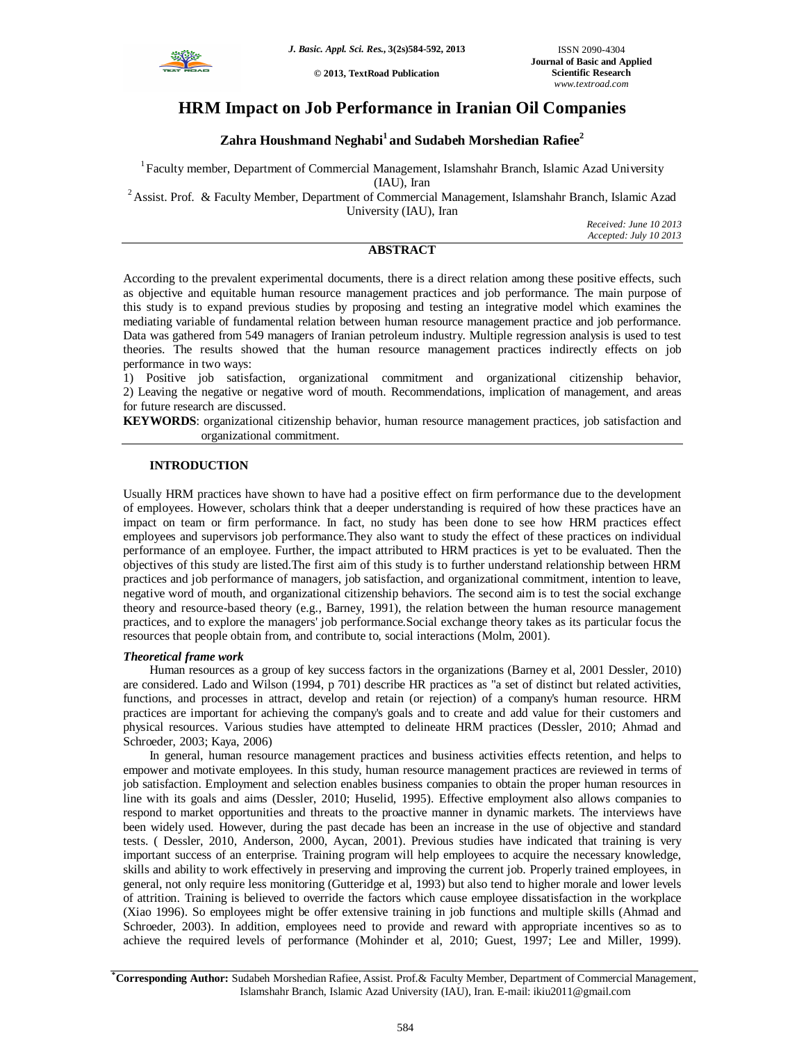# HRM Impact on Job Performance in Iranian Oil Companies

**Zahra Houshmand Neghabi[1] and Sudabeh Morshedian Rafiee[2]**

[1] Faculty member, Department of Commercial Management, Islamshahr Branch, Islamic Azad University (IAU), Iran

[2] Assist. Prof. & Faculty Member, Department of Commercial Management, Islamshahr Branch, Islamic Azad University (IAU), Iran

*Received: June 10 2013*
*Accepted: July 10 2013*

## ABSTRACT

According to the prevalent experimental documents, there is a direct relation among these positive effects, such as objective and equitable human resource management practices and job performance. The main purpose of this study is to expand previous studies by proposing and testing an integrative model which examines the mediating variable of fundamental relation between human resource management practice and job performance. Data was gathered from 549 managers of Iranian petroleum industry. Multiple regression analysis is used to test theories. The results showed that the human resource management practices indirectly effects on job performance in two ways:

1) Positive job satisfaction, organizational commitment and organizational citizenship behavior,
2) Leaving the negative or negative word of mouth. Recommendations, implication of management, and areas for future research are discussed.

**KEYWORDS**: organizational citizenship behavior, human resource management practices, job satisfaction and organizational commitment.

## INTRODUCTION

Usually HRM practices have shown to have had a positive effect on firm performance due to the development of employees. However, scholars think that a deeper understanding is required of how these practices have an impact on team or firm performance. In fact, no study has been done to see how HRM practices effect employees and supervisors job performance.They also want to study the effect of these practices on individual performance of an employee. Further, the impact attributed to HRM practices is yet to be evaluated. Then the objectives of this study are listed.The first aim of this study is to further understand relationship between HRM practices and job performance of managers, job satisfaction, and organizational commitment, intention to leave, negative word of mouth, and organizational citizenship behaviors. The second aim is to test the social exchange theory and resource-based theory (e.g., Barney, 1991), the relation between the human resource management practices, and to explore the managers' job performance.Social exchange theory takes as its particular focus the resources that people obtain from, and contribute to, social interactions (Molm, 2001).

### *Theoretical frame work*

Human resources as a group of key success factors in the organizations (Barney et al, 2001 Dessler, 2010) are considered. Lado and Wilson (1994, p 701) describe HR practices as "a set of distinct but related activities, functions, and processes in attract, develop and retain (or rejection) of a company's human resource. HRM practices are important for achieving the company's goals and to create and add value for their customers and physical resources. Various studies have attempted to delineate HRM practices (Dessler, 2010; Ahmad and Schroeder, 2003; Kaya, 2006)

In general, human resource management practices and business activities effects retention, and helps to empower and motivate employees. In this study, human resource management practices are reviewed in terms of job satisfaction. Employment and selection enables business companies to obtain the proper human resources in line with its goals and aims (Dessler, 2010; Huselid, 1995). Effective employment also allows companies to respond to market opportunities and threats to the proactive manner in dynamic markets. The interviews have been widely used. However, during the past decade has been an increase in the use of objective and standard tests. ( Dessler, 2010, Anderson, 2000, Aycan, 2001). Previous studies have indicated that training is very important success of an enterprise. Training program will help employees to acquire the necessary knowledge, skills and ability to work effectively in preserving and improving the current job. Properly trained employees, in general, not only require less monitoring (Gutteridge et al, 1993) but also tend to higher morale and lower levels of attrition. Training is believed to override the factors which cause employee dissatisfaction in the workplace (Xiao 1996). So employees might be offer extensive training in job functions and multiple skills (Ahmad and Schroeder, 2003). In addition, employees need to provide and reward with appropriate incentives so as to achieve the required levels of performance (Mohinder et al, 2010; Guest, 1997; Lee and Miller, 1999).

*Corresponding Author: Sudabeh Morshedian Rafiee, Assist. Prof.& Faculty Member, Department of Commercial Management, Islamshahr Branch, Islamic Azad University (IAU), Iran. E-mail: ikiu2011@gmail.com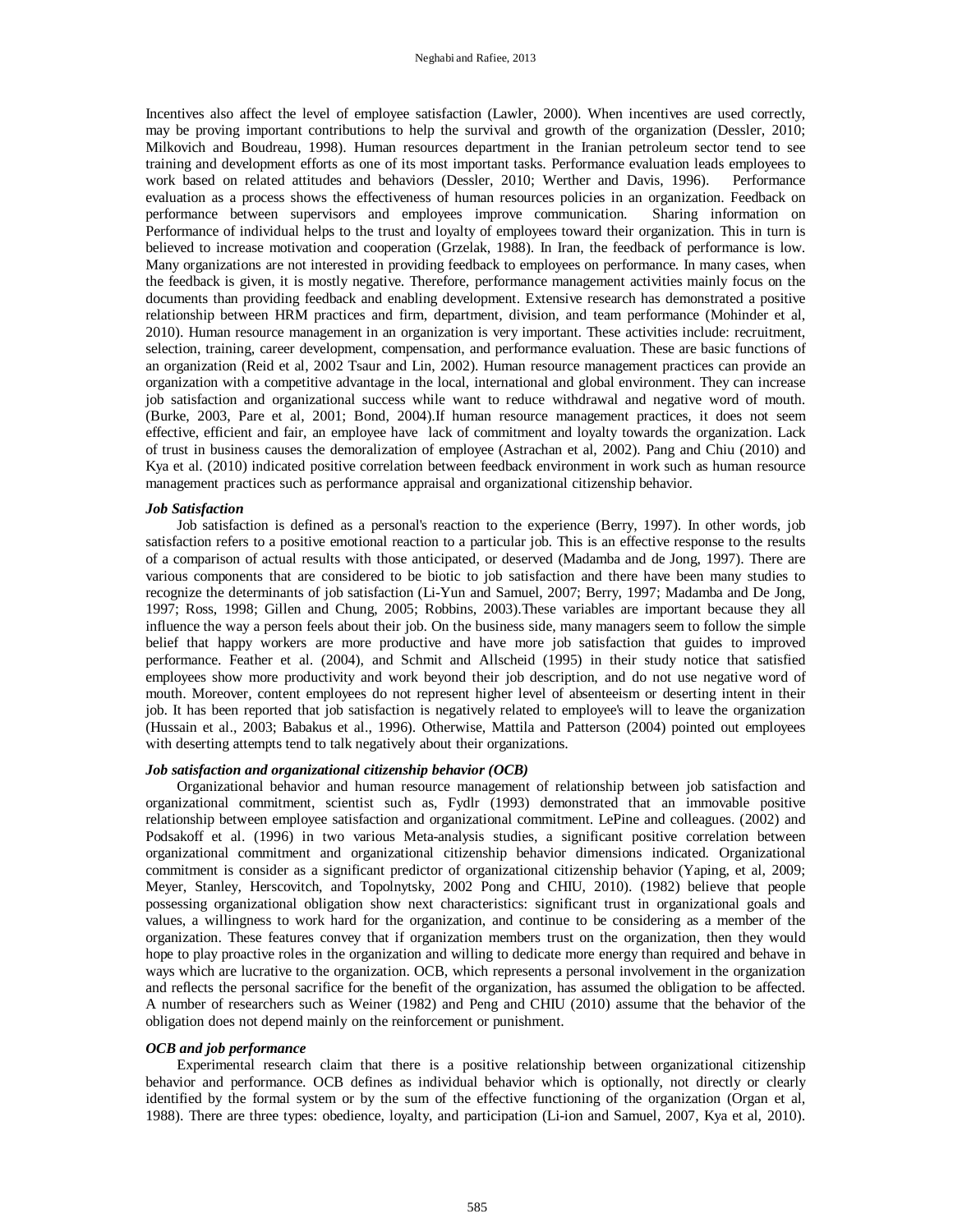Incentives also affect the level of employee satisfaction (Lawler, 2000). When incentives are used correctly, may be proving important contributions to help the survival and growth of the organization (Dessler, 2010; Milkovich and Boudreau, 1998). Human resources department in the Iranian petroleum sector tend to see training and development efforts as one of its most important tasks. Performance evaluation leads employees to work based on related attitudes and behaviors (Dessler, 2010; Werther and Davis, 1996). Performance evaluation as a process shows the effectiveness of human resources policies in an organization. Feedback on performance between supervisors and employees improve communication. Sharing information on Performance of individual helps to the trust and loyalty of employees toward their organization. This in turn is believed to increase motivation and cooperation (Grzelak, 1988). In Iran, the feedback of performance is low. Many organizations are not interested in providing feedback to employees on performance. In many cases, when the feedback is given, it is mostly negative. Therefore, performance management activities mainly focus on the documents than providing feedback and enabling development. Extensive research has demonstrated a positive relationship between HRM practices and firm, department, division, and team performance (Mohinder et al, 2010). Human resource management in an organization is very important. These activities include: recruitment, selection, training, career development, compensation, and performance evaluation. These are basic functions of an organization (Reid et al, 2002 Tsaur and Lin, 2002). Human resource management practices can provide an organization with a competitive advantage in the local, international and global environment. They can increase job satisfaction and organizational success while want to reduce withdrawal and negative word of mouth. (Burke, 2003, Pare et al, 2001; Bond, 2004).If human resource management practices, it does not seem effective, efficient and fair, an employee have lack of commitment and loyalty towards the organization. Lack of trust in business causes the demoralization of employee (Astrachan et al, 2002). Pang and Chiu (2010) and Kya et al. (2010) indicated positive correlation between feedback environment in work such as human resource management practices such as performance appraisal and organizational citizenship behavior.

### *Job Satisfaction*

Job satisfaction is defined as a personal's reaction to the experience (Berry, 1997). In other words, job satisfaction refers to a positive emotional reaction to a particular job. This is an effective response to the results of a comparison of actual results with those anticipated, or deserved (Madamba and de Jong, 1997). There are various components that are considered to be biotic to job satisfaction and there have been many studies to recognize the determinants of job satisfaction (Li-Yun and Samuel, 2007; Berry, 1997; Madamba and De Jong, 1997; Ross, 1998; Gillen and Chung, 2005; Robbins, 2003).These variables are important because they all influence the way a person feels about their job. On the business side, many managers seem to follow the simple belief that happy workers are more productive and have more job satisfaction that guides to improved performance. Feather et al. (2004), and Schmit and Allscheid (1995) in their study notice that satisfied employees show more productivity and work beyond their job description, and do not use negative word of mouth. Moreover, content employees do not represent higher level of absenteeism or deserting intent in their job. It has been reported that job satisfaction is negatively related to employee's will to leave the organization (Hussain et al., 2003; Babakus et al., 1996). Otherwise, Mattila and Patterson (2004) pointed out employees with deserting attempts tend to talk negatively about their organizations.

### *Job satisfaction and organizational citizenship behavior (OCB)*

Organizational behavior and human resource management of relationship between job satisfaction and organizational commitment, scientist such as, Fydlr (1993) demonstrated that an immovable positive relationship between employee satisfaction and organizational commitment. LePine and colleagues. (2002) and Podsakoff et al. (1996) in two various Meta-analysis studies, a significant positive correlation between organizational commitment and organizational citizenship behavior dimensions indicated. Organizational commitment is consider as a significant predictor of organizational citizenship behavior (Yaping, et al, 2009; Meyer, Stanley, Herscovitch, and Topolnytsky, 2002 Pong and CHIU, 2010). (1982) believe that people possessing organizational obligation show next characteristics: significant trust in organizational goals and values, a willingness to work hard for the organization, and continue to be considering as a member of the organization. These features convey that if organization members trust on the organization, then they would hope to play proactive roles in the organization and willing to dedicate more energy than required and behave in ways which are lucrative to the organization. OCB, which represents a personal involvement in the organization and reflects the personal sacrifice for the benefit of the organization, has assumed the obligation to be affected. A number of researchers such as Weiner (1982) and Peng and CHIU (2010) assume that the behavior of the obligation does not depend mainly on the reinforcement or punishment.

### *OCB and job performance*

Experimental research claim that there is a positive relationship between organizational citizenship behavior and performance. OCB defines as individual behavior which is optionally, not directly or clearly identified by the formal system or by the sum of the effective functioning of the organization (Organ et al, 1988). There are three types: obedience, loyalty, and participation (Li-ion and Samuel, 2007, Kya et al, 2010).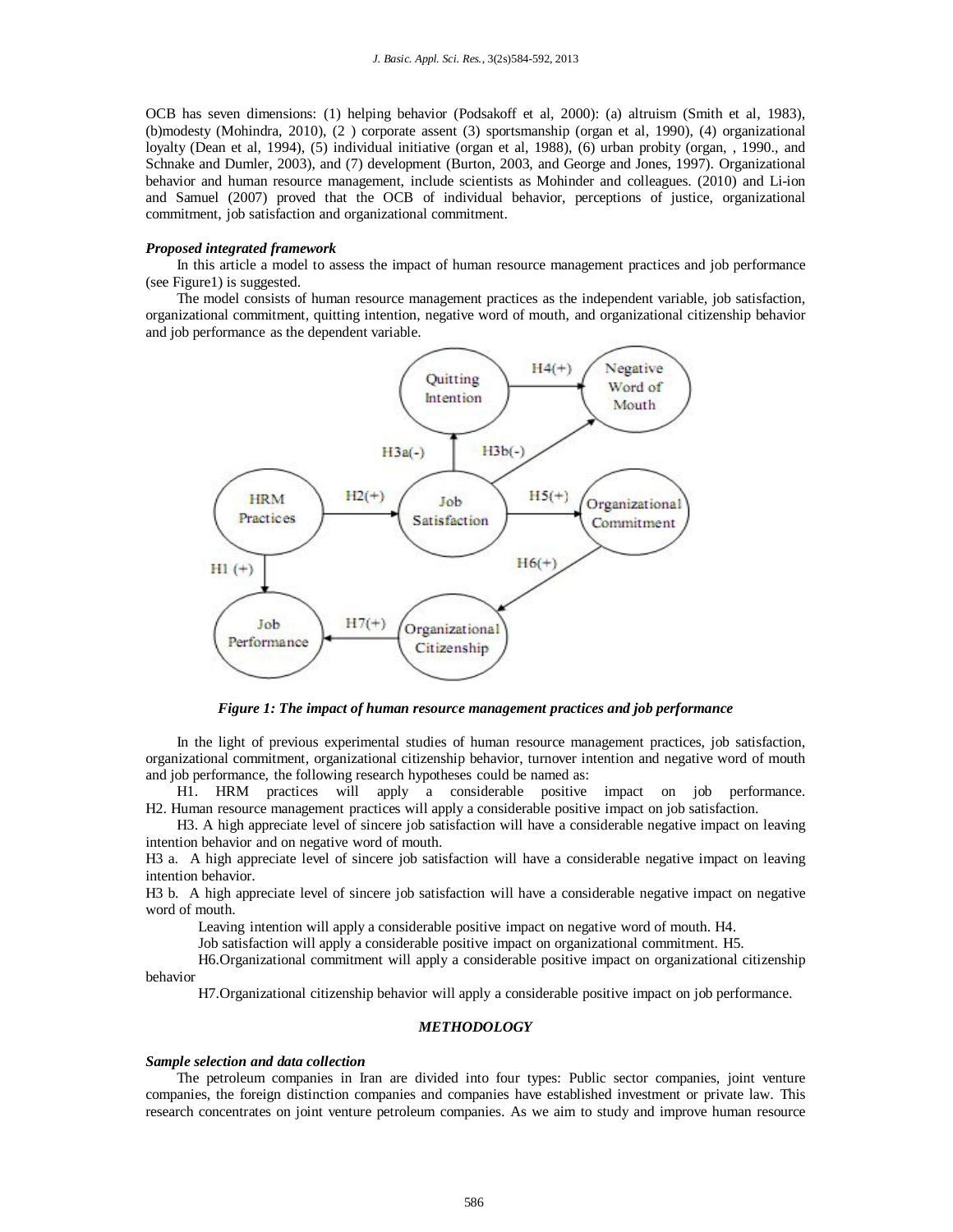OCB has seven dimensions: (1) helping behavior (Podsakoff et al, 2000): (a) altruism (Smith et al, 1983), (b)modesty (Mohindra, 2010), (2 ) corporate assent (3) sportsmanship (organ et al, 1990), (4) organizational loyalty (Dean et al, 1994), (5) individual initiative (organ et al, 1988), (6) urban probity (organ, , 1990., and Schnake and Dumler, 2003), and (7) development (Burton, 2003, and George and Jones, 1997). Organizational behavior and human resource management, include scientists as Mohinder and colleagues. (2010) and Li-ion and Samuel (2007) proved that the OCB of individual behavior, perceptions of justice, organizational commitment, job satisfaction and organizational commitment.

### *Proposed integrated framework*

In this article a model to assess the impact of human resource management practices and job performance (see Figure1) is suggested.

The model consists of human resource management practices as the independent variable, job satisfaction, organizational commitment, quitting intention, negative word of mouth, and organizational citizenship behavior and job performance as the dependent variable.

*Figure 1: The impact of human resource management practices and job performance*

In the light of previous experimental studies of human resource management practices, job satisfaction, organizational commitment, organizational citizenship behavior, turnover intention and negative word of mouth and job performance, the following research hypotheses could be named as:

H1. HRM practices will apply a considerable positive impact on job performance.
H2. Human resource management practices will apply a considerable positive impact on job satisfaction.

H3. A high appreciate level of sincere job satisfaction will have a considerable negative impact on leaving intention behavior and on negative word of mouth.

H3 a. A high appreciate level of sincere job satisfaction will have a considerable negative impact on leaving intention behavior.

H3 b. A high appreciate level of sincere job satisfaction will have a considerable negative impact on negative word of mouth.

Leaving intention will apply a considerable positive impact on negative word of mouth. H4.

Job satisfaction will apply a considerable positive impact on organizational commitment. H5.

H6.Organizational commitment will apply a considerable positive impact on organizational citizenship behavior

H7.Organizational citizenship behavior will apply a considerable positive impact on job performance.

## *METHODOLOGY*

### *Sample selection and data collection*

The petroleum companies in Iran are divided into four types: Public sector companies, joint venture companies, the foreign distinction companies and companies have established investment or private law. This research concentrates on joint venture petroleum companies. As we aim to study and improve human resource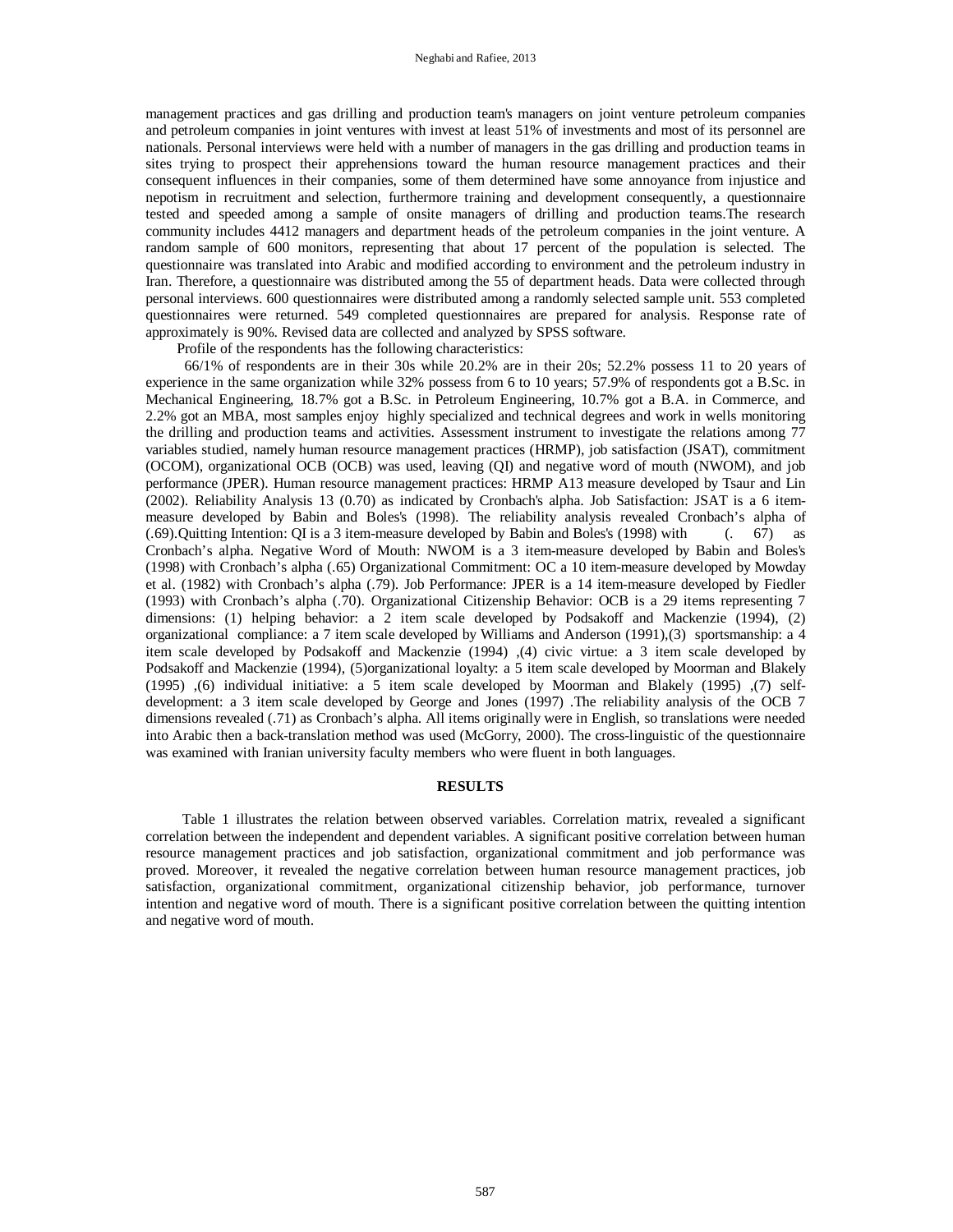management practices and gas drilling and production team's managers on joint venture petroleum companies and petroleum companies in joint ventures with invest at least 51% of investments and most of its personnel are nationals. Personal interviews were held with a number of managers in the gas drilling and production teams in sites trying to prospect their apprehensions toward the human resource management practices and their consequent influences in their companies, some of them determined have some annoyance from injustice and nepotism in recruitment and selection, furthermore training and development consequently, a questionnaire tested and speeded among a sample of onsite managers of drilling and production teams.The research community includes 4412 managers and department heads of the petroleum companies in the joint venture. A random sample of 600 monitors, representing that about 17 percent of the population is selected. The questionnaire was translated into Arabic and modified according to environment and the petroleum industry in Iran. Therefore, a questionnaire was distributed among the 55 of department heads. Data were collected through personal interviews. 600 questionnaires were distributed among a randomly selected sample unit. 553 completed questionnaires were returned. 549 completed questionnaires are prepared for analysis. Response rate of approximately is 90%. Revised data are collected and analyzed by SPSS software.

Profile of the respondents has the following characteristics:

66/1% of respondents are in their 30s while 20.2% are in their 20s; 52.2% possess 11 to 20 years of experience in the same organization while 32% possess from 6 to 10 years; 57.9% of respondents got a B.Sc. in Mechanical Engineering, 18.7% got a B.Sc. in Petroleum Engineering, 10.7% got a B.A. in Commerce, and 2.2% got an MBA, most samples enjoy highly specialized and technical degrees and work in wells monitoring the drilling and production teams and activities. Assessment instrument to investigate the relations among 77 variables studied, namely human resource management practices (HRMP), job satisfaction (JSAT), commitment (OCOM), organizational OCB (OCB) was used, leaving (QI) and negative word of mouth (NWOM), and job performance (JPER). Human resource management practices: HRMP A13 measure developed by Tsaur and Lin (2002). Reliability Analysis 13 (0.70) as indicated by Cronbach's alpha. Job Satisfaction: JSAT is a 6 item-measure developed by Babin and Boles's (1998). The reliability analysis revealed Cronbach's alpha of (.69).Quitting Intention: QI is a 3 item-measure developed by Babin and Boles's (1998) with (. 67) as Cronbach's alpha. Negative Word of Mouth: NWOM is a 3 item-measure developed by Babin and Boles's (1998) with Cronbach's alpha (.65) Organizational Commitment: OC a 10 item-measure developed by Mowday et al. (1982) with Cronbach's alpha (.79). Job Performance: JPER is a 14 item-measure developed by Fiedler (1993) with Cronbach's alpha (.70). Organizational Citizenship Behavior: OCB is a 29 items representing 7 dimensions: (1) helping behavior: a 2 item scale developed by Podsakoff and Mackenzie (1994), (2) organizational compliance: a 7 item scale developed by Williams and Anderson (1991),(3) sportsmanship: a 4 item scale developed by Podsakoff and Mackenzie (1994) ,(4) civic virtue: a 3 item scale developed by Podsakoff and Mackenzie (1994), (5)organizational loyalty: a 5 item scale developed by Moorman and Blakely (1995) ,(6) individual initiative: a 5 item scale developed by Moorman and Blakely (1995) ,(7) self-development: a 3 item scale developed by George and Jones (1997) .The reliability analysis of the OCB 7 dimensions revealed (.71) as Cronbach's alpha. All items originally were in English, so translations were needed into Arabic then a back-translation method was used (McGorry, 2000). The cross-linguistic of the questionnaire was examined with Iranian university faculty members who were fluent in both languages.

## RESULTS

Table 1 illustrates the relation between observed variables. Correlation matrix, revealed a significant correlation between the independent and dependent variables. A significant positive correlation between human resource management practices and job satisfaction, organizational commitment and job performance was proved. Moreover, it revealed the negative correlation between human resource management practices, job satisfaction, organizational commitment, organizational citizenship behavior, job performance, turnover intention and negative word of mouth. There is a significant positive correlation between the quitting intention and negative word of mouth.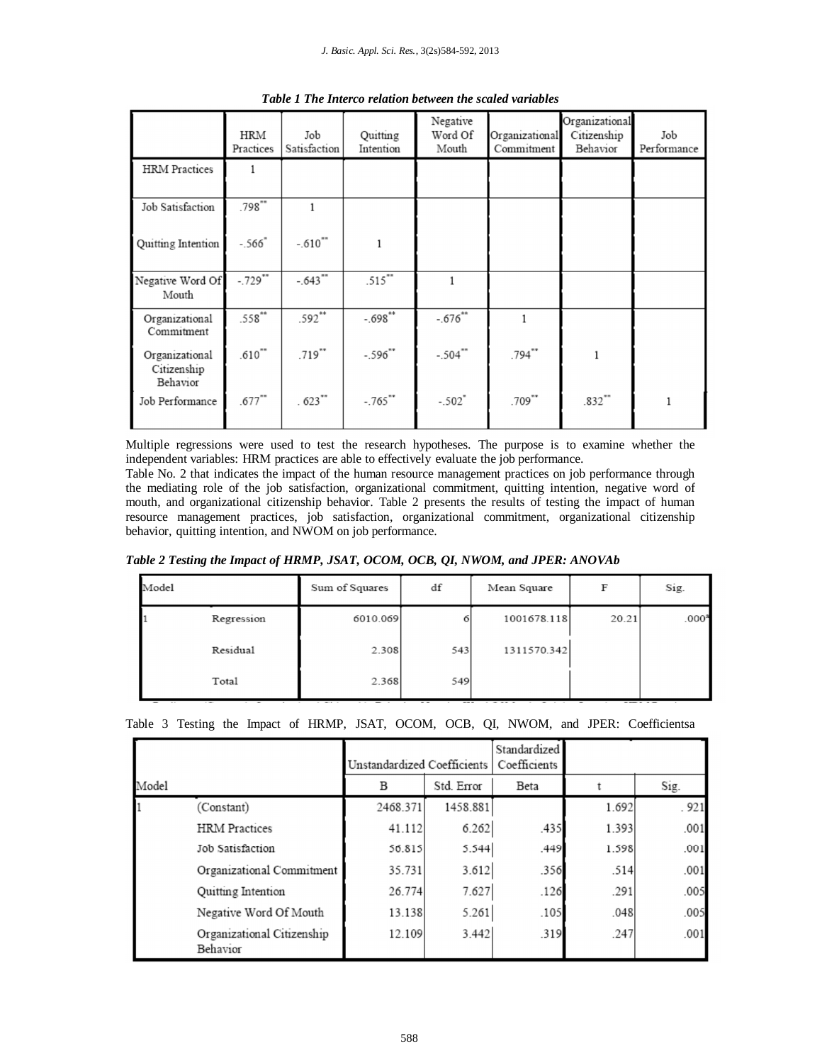*Table 1 The Interco relation between the scaled variables*

| | HRM Practices | Job Satisfaction | Quitting Intention | Negative Word Of Mouth | Organizational Commitment | Organizational Citizenship Behavior | Job Performance |
|---|---|---|---|---|---|---|---|
| HRM Practices | 1 | | | | | | |
| Job Satisfaction | .798** | 1 | | | | | |
| Quitting Intention | -.566* | -.610** | 1 | | | | |
| Negative Word Of Mouth | -.729** | -.643** | .515** | 1 | | | |
| Organizational Commitment | .558** | .592** | -.698** | -.676** | 1 | | |
| Organizational Citizenship Behavior | .610** | .719** | -.596** | -.504** | .794** | 1 | |
| Job Performance | .677** | . 623** | -.765** | -.502* | .709** | .832** | 1 |

Multiple regressions were used to test the research hypotheses. The purpose is to examine whether the independent variables: HRM practices are able to effectively evaluate the job performance.

Table No. 2 that indicates the impact of the human resource management practices on job performance through the mediating role of the job satisfaction, organizational commitment, quitting intention, negative word of mouth, and organizational citizenship behavior. Table 2 presents the results of testing the impact of human resource management practices, job satisfaction, organizational commitment, organizational citizenship behavior, quitting intention, and NWOM on job performance.

*Table 2 Testing the Impact of HRMP, JSAT, OCOM, OCB, QI, NWOM, and JPER: ANOVAb*

| Model | | Sum of Squares | df | Mean Square | F | Sig. |
|---|---|---|---|---|---|---|
| 1 | Regression | 6010.069 | 6 | 1001678.118 | 20.21 | .000a |
| | Residual | 2.308 | 543 | 1311570.342 | | |
| | Total | 2.368 | 549 | | | |

Table 3 Testing the Impact of HRMP, JSAT, OCOM, OCB, QI, NWOM, and JPER: Coefficientsa

| Model | | Unstandardized Coefficients | | Standardized Coefficients | | |
|---|---|---|---|---|---|---|
| | | B | Std. Error | Beta | t | Sig. |
| 1 | (Constant) | 2468.371 | 1458.881 | | 1.692 | . 921 |
| | HRM Practices | 41.112 | 6.262 | .435 | 1.393 | .001 |
| | Job Satisfaction | 56.815 | 5.544 | .449 | 1.598 | .001 |
| | Organizational Commitment | 35.731 | 3.612 | .356 | .514 | .001 |
| | Quitting Intention | 26.774 | 7.627 | .126 | .291 | .005 |
| | Negative Word Of Mouth | 13.138 | 5.261 | .105 | .048 | .005 |
| | Organizational Citizenship Behavior | 12.109 | 3.442 | .319 | .247 | .001 |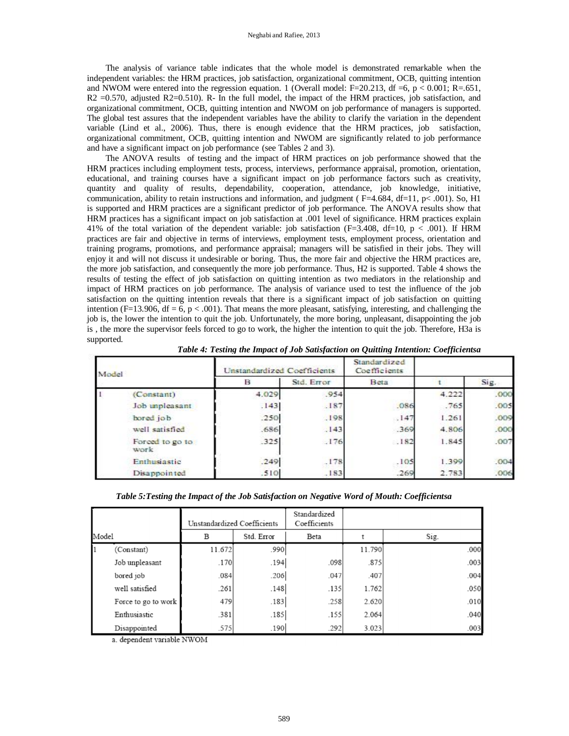The analysis of variance table indicates that the whole model is demonstrated remarkable when the independent variables: the HRM practices, job satisfaction, organizational commitment, OCB, quitting intention and NWOM were entered into the regression equation. 1 (Overall model: F=20.213, df =6, $p < 0.001$; R=.651, $R2$ =0.570, adjusted $R2$=0.510). R- In the full model, the impact of the HRM practices, job satisfaction, and organizational commitment, OCB, quitting intention and NWOM on job performance of managers is supported. The global test assures that the independent variables have the ability to clarify the variation in the dependent variable (Lind et al., 2006). Thus, there is enough evidence that the HRM practices, job satisfaction, organizational commitment, OCB, quitting intention and NWOM are significantly related to job performance and have a significant impact on job performance (see Tables 2 and 3).

The ANOVA results of testing and the impact of HRM practices on job performance showed that the HRM practices including employment tests, process, interviews, performance appraisal, promotion, orientation, educational, and training courses have a significant impact on job performance factors such as creativity, quantity and quality of results, dependability, cooperation, attendance, job knowledge, initiative, communication, ability to retain instructions and information, and judgment ( F=4.684, df=11, $p< .001$). So, H1 is supported and HRM practices are a significant predictor of job performance. The ANOVA results show that HRM practices has a significant impact on job satisfaction at .001 level of significance. HRM practices explain 41% of the total variation of the dependent variable: job satisfaction (F=3.408, df=10, $p < .001$). If HRM practices are fair and objective in terms of interviews, employment tests, employment process, orientation and training programs, promotions, and performance appraisal; managers will be satisfied in their jobs. They will enjoy it and will not discuss it undesirable or boring. Thus, the more fair and objective the HRM practices are, the more job satisfaction, and consequently the more job performance. Thus, H2 is supported. Table 4 shows the results of testing the effect of job satisfaction on quitting intention as two mediators in the relationship and impact of HRM practices on job performance. The analysis of variance used to test the influence of the job satisfaction on the quitting intention reveals that there is a significant impact of job satisfaction on quitting intention (F=13.906, df = 6, $p < .001$). That means the more pleasant, satisfying, interesting, and challenging the job is, the lower the intention to quit the job. Unfortunately, the more boring, unpleasant, disappointing the job is , the more the supervisor feels forced to go to work, the higher the intention to quit the job. Therefore, H3a is supported.

***Table 4: Testing the Impact of Job Satisfaction on Quitting Intention: Coefficientsa***

| Model | | Unstandardized Coefficients | | Standardized Coefficients | | |
|---|---|---|---|---|---|---|
| | | B | Std. Error | Beta | t | Sig. |
| 1 | (Constant) | 4.029 | .954 | | 4.222 | .000 |
| | Job unpleasant | .143 | .187 | .086 | .765 | .005 |
| | bored job | .250 | .198 | .147 | 1.261 | .009 |
| | well satisfied | .686 | .143 | .369 | 4.806 | .000 |
| | Forced to go to work | .325 | .176 | .182 | 1.845 | .007 |
| | Enthusiastic | .249 | .178 | .105 | 1.399 | .004 |
| | Disappointed | .510 | .183 | .269 | 2.783 | .006 |

***Table 5:Testing the Impact of the Job Satisfaction on Negative Word of Mouth: Coefficientsa***

| Model | | Unstandardized Coefficients | | Standardized Coefficients | | |
|---|---|---|---|---|---|---|
| | | B | Std. Error | Beta | t | Sig. |
| 1 | (Constant) | 11.672 | .990 | | 11.790 | .000 |
| | Job unpleasant | .170 | .194 | .098 | .875 | .003 |
| | bored job | .084 | .206 | .047 | .407 | .004 |
| | well satisfied | .261 | .148 | .135 | 1.762 | .050 |
| | Force to go to work | 479 | .183 | .258 | 2.620 | .010 |
| | Enthusiastic | .381 | .185 | .155 | 2.064 | .040 |
| | Disappointed | .575 | .190 | .292 | 3.023 | .003 |

a. dependent variable NWOM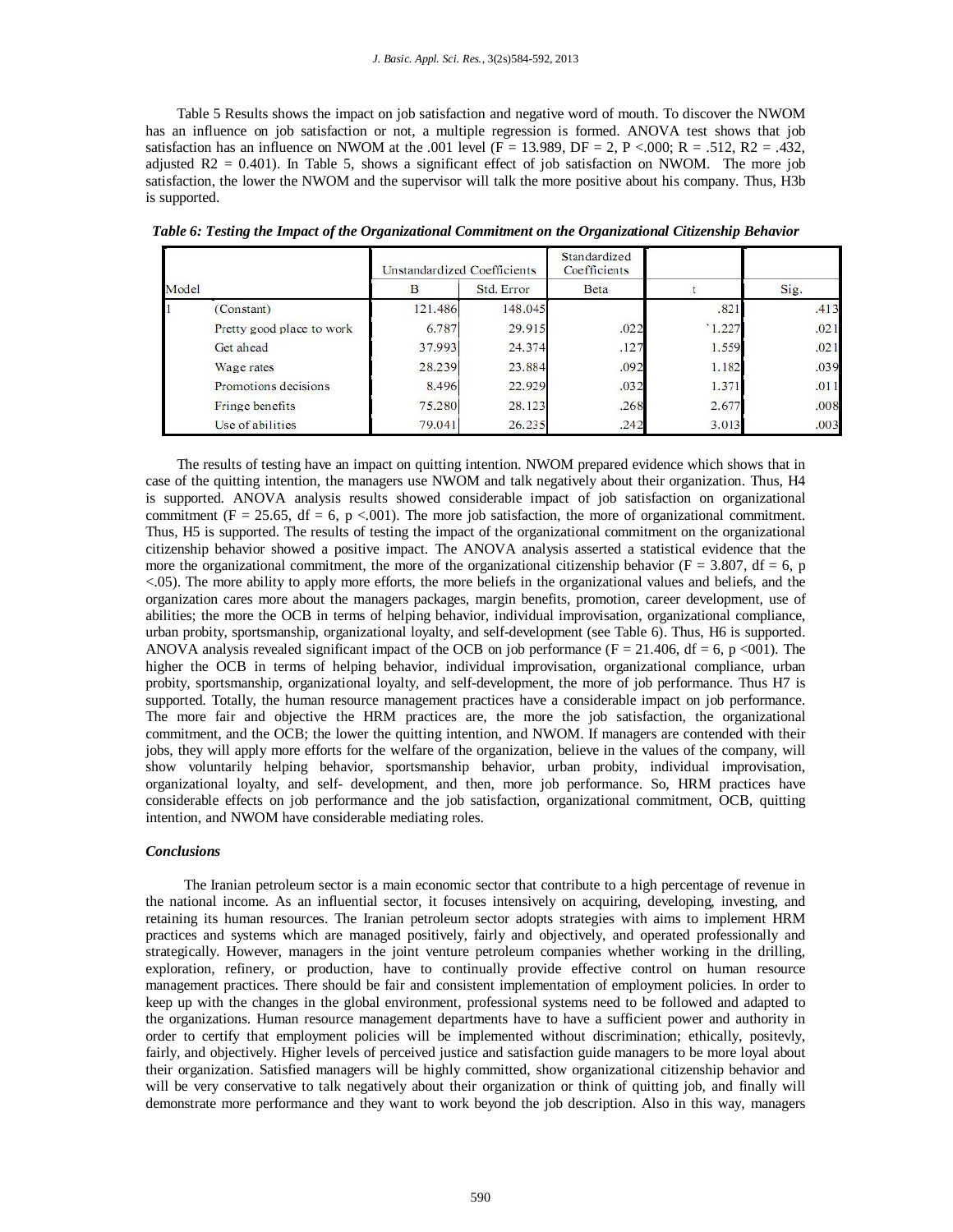Table 5 Results shows the impact on job satisfaction and negative word of mouth. To discover the NWOM has an influence on job satisfaction or not, a multiple regression is formed. ANOVA test shows that job satisfaction has an influence on NWOM at the .001 level ($F = 13.989$, $DF = 2$, $P <.000$; $R = .512$, $R2 = .432$, adjusted $R2 = 0.401$). In Table 5, shows a significant effect of job satisfaction on NWOM. The more job satisfaction, the lower the NWOM and the supervisor will talk the more positive about his company. Thus, H3b is supported.

***Table 6: Testing the Impact of the Organizational Commitment on the Organizational Citizenship Behavior***

| Model | | Unstandardized Coefficients | | Standardized Coefficients | | |
|---|---|---|---|---|---|---|
| | | B | Std. Error | Beta | t | Sig. |
| 1 | (Constant) | 121.486 | 148.045 | | .821 | .413 |
| | Pretty good place to work | 6.787 | 29.915 | .022 | `1.227 | .021 |
| | Get ahead | 37.993 | 24.374 | .127 | 1.559 | .021 |
| | Wage rates | 28.239 | 23.884 | .092 | 1.182 | .039 |
| | Promotions decisions | 8.496 | 22.929 | .032 | 1.371 | .011 |
| | Fringe benefits | 75.280 | 28.123 | .268 | 2.677 | .008 |
| | Use of abilities | 79.041 | 26.235 | .242 | 3.013 | .003 |

The results of testing have an impact on quitting intention. NWOM prepared evidence which shows that in case of the quitting intention, the managers use NWOM and talk negatively about their organization. Thus, H4 is supported. ANOVA analysis results showed considerable impact of job satisfaction on organizational commitment ($F = 25.65$, $df = 6$, $p <.001$). The more job satisfaction, the more of organizational commitment. Thus, H5 is supported. The results of testing the impact of the organizational commitment on the organizational citizenship behavior showed a positive impact. The ANOVA analysis asserted a statistical evidence that the more the organizational commitment, the more of the organizational citizenship behavior ($F = 3.807$, $df = 6$, $p <.05$). The more ability to apply more efforts, the more beliefs in the organizational values and beliefs, and the organization cares more about the managers packages, margin benefits, promotion, career development, use of abilities; the more the OCB in terms of helping behavior, individual improvisation, organizational compliance, urban probity, sportsmanship, organizational loyalty, and self-development (see Table 6). Thus, H6 is supported. ANOVA analysis revealed significant impact of the OCB on job performance ($F = 21.406$, $df = 6$, $p <001$). The higher the OCB in terms of helping behavior, individual improvisation, organizational compliance, urban probity, sportsmanship, organizational loyalty, and self-development, the more of job performance. Thus H7 is supported. Totally, the human resource management practices have a considerable impact on job performance. The more fair and objective the HRM practices are, the more the job satisfaction, the organizational commitment, and the OCB; the lower the quitting intention, and NWOM. If managers are contended with their jobs, they will apply more efforts for the welfare of the organization, believe in the values of the company, will show voluntarily helping behavior, sportsmanship behavior, urban probity, individual improvisation, organizational loyalty, and self- development, and then, more job performance. So, HRM practices have considerable effects on job performance and the job satisfaction, organizational commitment, OCB, quitting intention, and NWOM have considerable mediating roles.

### *Conclusions*

The Iranian petroleum sector is a main economic sector that contribute to a high percentage of revenue in the national income. As an influential sector, it focuses intensively on acquiring, developing, investing, and retaining its human resources. The Iranian petroleum sector adopts strategies with aims to implement HRM practices and systems which are managed positively, fairly and objectively, and operated professionally and strategically. However, managers in the joint venture petroleum companies whether working in the drilling, exploration, refinery, or production, have to continually provide effective control on human resource management practices. There should be fair and consistent implementation of employment policies. In order to keep up with the changes in the global environment, professional systems need to be followed and adapted to the organizations. Human resource management departments have to have a sufficient power and authority in order to certify that employment policies will be implemented without discrimination; ethically, positevly, fairly, and objectively. Higher levels of perceived justice and satisfaction guide managers to be more loyal about their organization. Satisfied managers will be highly committed, show organizational citizenship behavior and will be very conservative to talk negatively about their organization or think of quitting job, and finally will demonstrate more performance and they want to work beyond the job description. Also in this way, managers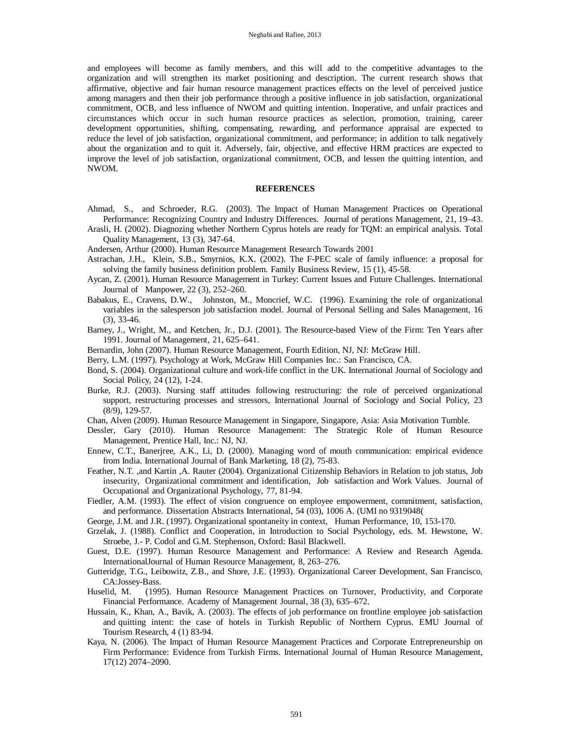and employees will become as family members, and this will add to the competitive advantages to the organization and will strengthen its market positioning and description. The current research shows that affirmative, objective and fair human resource management practices effects on the level of perceived justice among managers and then their job performance through a positive influence in job satisfaction, organizational commitment, OCB, and less influence of NWOM and quitting intention. Inoperative, and unfair practices and circumstances which occur in such human resource practices as selection, promotion, training, career development opportunities, shifting, compensating, rewarding, and performance appraisal are expected to reduce the level of job satisfaction, organizational commitment, and performance; in addition to talk negatively about the organization and to quit it. Adversely, fair, objective, and effective HRM practices are expected to improve the level of job satisfaction, organizational commitment, OCB, and lessen the quitting intention, and NWOM.

## REFERENCES

Ahmad, S., and Schroeder, R.G. (2003). The Impact of Human Management Practices on Operational Performance: Recognizing Country and Industry Differences. Journal of perations Management, 21, 19–43.

Arasli, H. (2002). Diagnozing whether Northern Cyprus hotels are ready for TQM: an empirical analysis. Total Quality Management, 13 (3), 347-64.

Andersen, Arthur (2000). Human Resource Management Research Towards 2001

Astrachan, J.H., Klein, S.B., Smyrnios, K.X. (2002). The F-PEC scale of family influence: a proposal for solving the family business definition problem. Family Business Review, 15 (1), 45-58.

Aycan, Z. (2001). Human Resource Management in Turkey: Current Issues and Future Challenges. International Journal of Manpower, 22 (3), 252–260.

Babakus, E., Cravens, D.W., Johnston, M., Moncrief, W.C. (1996). Examining the role of organizational variables in the salesperson job satisfaction model. Journal of Personal Selling and Sales Management, 16 (3), 33-46.

Barney, J., Wright, M., and Ketchen, Jr., D.J. (2001). The Resource-based View of the Firm: Ten Years after 1991. Journal of Management, 21, 625–641.

Bernardin, John (2007). Human Resource Management, Fourth Edition, NJ, NJ: McGraw Hill.

Berry, L.M. (1997). Psychology at Work, McGraw Hill Companies Inc.: San Francisco, CA.

Bond, S. (2004). Organizational culture and work-life conflict in the UK. International Journal of Sociology and Social Policy, 24 (12), 1-24.

Burke, R.J. (2003). Nursing staff attitudes following restructuring: the role of perceived organizational support, restructuring processes and stressors, International Journal of Sociology and Social Policy, 23 (8/9), 129-57.

Chan, Alven (2009). Human Resource Management in Singapore, Singapore, Asia: Asia Motivation Tumble.

Dessler, Gary (2010). Human Resource Management: The Strategic Role of Human Resource Management, Prentice Hall, Inc.: NJ, NJ.

Ennew, C.T., Banerjree, A.K., Li, D. (2000). Managing word of mouth communication: empirical evidence from India. International Journal of Bank Marketing, 18 (2), 75-83.

Feather, N.T. ,and Kartin ,A. Rauter (2004). Organizational Citizenship Behaviors in Relation to job status, Job insecurity, Organizational commitment and identification, Job satisfaction and Work Values. Journal of Occupational and Organizational Psychology, 77, 81-94.

Fiedler, A.M. (1993). The effect of vision congruence on employee empowerment, commitment, satisfaction, and performance. Dissertation Abstracts International, 54 (03), 1006 A. (UMI no 9319048(

George, J.M. and J.R. (1997). Organizational spontaneity in context, Human Performance, 10, 153-170.

Grzelak, J. (1988). Conflict and Cooperation, in Introduction to Social Psychology, eds. M. Hewstone, W. Stroebe, J.- P. Codol and G.M. Stephenson, Oxford: Basil Blackwell.

Guest, D.E. (1997). Human Resource Management and Performance: A Review and Research Agenda. InternationalJournal of Human Resource Management, 8, 263–276.

Gutteridge, T.G., Leibowitz, Z.B., and Shore, J.E. (1993). Organizational Career Development, San Francisco, CA:Jossey-Bass.

Huselid, M. (1995). Human Resource Management Practices on Turnover, Productivity, and Corporate Financial Performance. Academy of Management Journal, 38 (3), 635–672.

Hussain, K., Khan, A., Bavik, A. (2003). The effects of job performance on frontline employee job satisfaction and quitting intent: the case of hotels in Turkish Republic of Northern Cyprus. EMU Journal of Tourism Research, 4 (1) 83-94.

Kaya, N. (2006). The Impact of Human Resource Management Practices and Corporate Entrepreneurship on Firm Performance: Evidence from Turkish Firms. International Journal of Human Resource Management, 17(12) 2074–2090.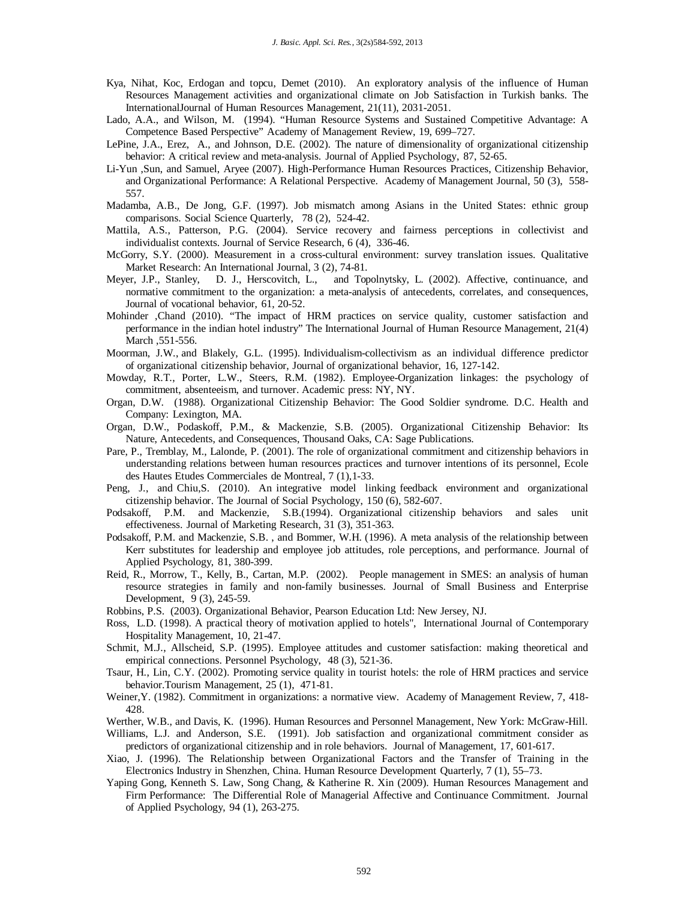Kya, Nihat, Koc, Erdogan and topcu, Demet (2010). An exploratory analysis of the influence of Human Resources Management activities and organizational climate on Job Satisfaction in Turkish banks. The InternationalJournal of Human Resources Management, 21(11), 2031-2051.

Lado, A.A., and Wilson, M. (1994). "Human Resource Systems and Sustained Competitive Advantage: A Competence Based Perspective" Academy of Management Review, 19, 699–727.

LePine, J.A., Erez, A., and Johnson, D.E. (2002). The nature of dimensionality of organizational citizenship behavior: A critical review and meta-analysis. Journal of Applied Psychology, 87, 52-65.

Li-Yun ,Sun, and Samuel, Aryee (2007). High-Performance Human Resources Practices, Citizenship Behavior, and Organizational Performance: A Relational Perspective. Academy of Management Journal, 50 (3), 558-557.

Madamba, A.B., De Jong, G.F. (1997). Job mismatch among Asians in the United States: ethnic group comparisons. Social Science Quarterly, 78 (2), 524-42.

Mattila, A.S., Patterson, P.G. (2004). Service recovery and fairness perceptions in collectivist and individualist contexts. Journal of Service Research, 6 (4), 336-46.

McGorry, S.Y. (2000). Measurement in a cross-cultural environment: survey translation issues. Qualitative Market Research: An International Journal, 3 (2), 74-81.

Meyer, J.P., Stanley, D. J., Herscovitch, L., and Topolnytsky, L. (2002). Affective, continuance, and normative commitment to the organization: a meta-analysis of antecedents, correlates, and consequences, Journal of vocational behavior, 61, 20-52.

Mohinder ,Chand (2010). "The impact of HRM practices on service quality, customer satisfaction and performance in the indian hotel industry" The International Journal of Human Resource Management, 21(4) March ,551-556.

Moorman, J.W., and Blakely, G.L. (1995). Individualism-collectivism as an individual difference predictor of organizational citizenship behavior, Journal of organizational behavior, 16, 127-142.

Mowday, R.T., Porter, L.W., Steers, R.M. (1982). Employee-Organization linkages: the psychology of commitment, absenteeism, and turnover. Academic press: NY, NY.

Organ, D.W. (1988). Organizational Citizenship Behavior: The Good Soldier syndrome. D.C. Health and Company: Lexington, MA.

Organ, D.W., Podaskoff, P.M., & Mackenzie, S.B. (2005). Organizational Citizenship Behavior: Its Nature, Antecedents, and Consequences, Thousand Oaks, CA: Sage Publications.

Pare, P., Tremblay, M., Lalonde, P. (2001). The role of organizational commitment and citizenship behaviors in understanding relations between human resources practices and turnover intentions of its personnel, Ecole des Hautes Etudes Commerciales de Montreal, 7 (1),1-33.

Peng, J., and Chiu,S. (2010). An integrative model linking feedback environment and organizational citizenship behavior. The Journal of Social Psychology, 150 (6), 582-607.

Podsakoff, P.M. and Mackenzie, S.B.(1994). Organizational citizenship behaviors and sales unit effectiveness. Journal of Marketing Research, 31 (3), 351-363.

Podsakoff, P.M. and Mackenzie, S.B. , and Bommer, W.H. (1996). A meta analysis of the relationship between Kerr substitutes for leadership and employee job attitudes, role perceptions, and performance. Journal of Applied Psychology, 81, 380-399.

Reid, R., Morrow, T., Kelly, B., Cartan, M.P. (2002). People management in SMES: an analysis of human resource strategies in family and non-family businesses. Journal of Small Business and Enterprise Development, 9 (3), 245-59.

Robbins, P.S. (2003). Organizational Behavior, Pearson Education Ltd: New Jersey, NJ.

Ross, L.D. (1998). A practical theory of motivation applied to hotels", International Journal of Contemporary Hospitality Management, 10, 21-47.

Schmit, M.J., Allscheid, S.P. (1995). Employee attitudes and customer satisfaction: making theoretical and empirical connections. Personnel Psychology, 48 (3), 521-36.

Tsaur, H., Lin, C.Y. (2002). Promoting service quality in tourist hotels: the role of HRM practices and service behavior.Tourism Management, 25 (1), 471-81.

Weiner,Y. (1982). Commitment in organizations: a normative view. Academy of Management Review, 7, 418-428.

Werther, W.B., and Davis, K. (1996). Human Resources and Personnel Management, New York: McGraw-Hill.

Williams, L.J. and Anderson, S.E. (1991). Job satisfaction and organizational commitment consider as predictors of organizational citizenship and in role behaviors. Journal of Management, 17, 601-617.

Xiao, J. (1996). The Relationship between Organizational Factors and the Transfer of Training in the Electronics Industry in Shenzhen, China. Human Resource Development Quarterly, 7 (1), 55–73.

Yaping Gong, Kenneth S. Law, Song Chang, & Katherine R. Xin (2009). Human Resources Management and Firm Performance: The Differential Role of Managerial Affective and Continuance Commitment. Journal of Applied Psychology, 94 (1), 263-275.